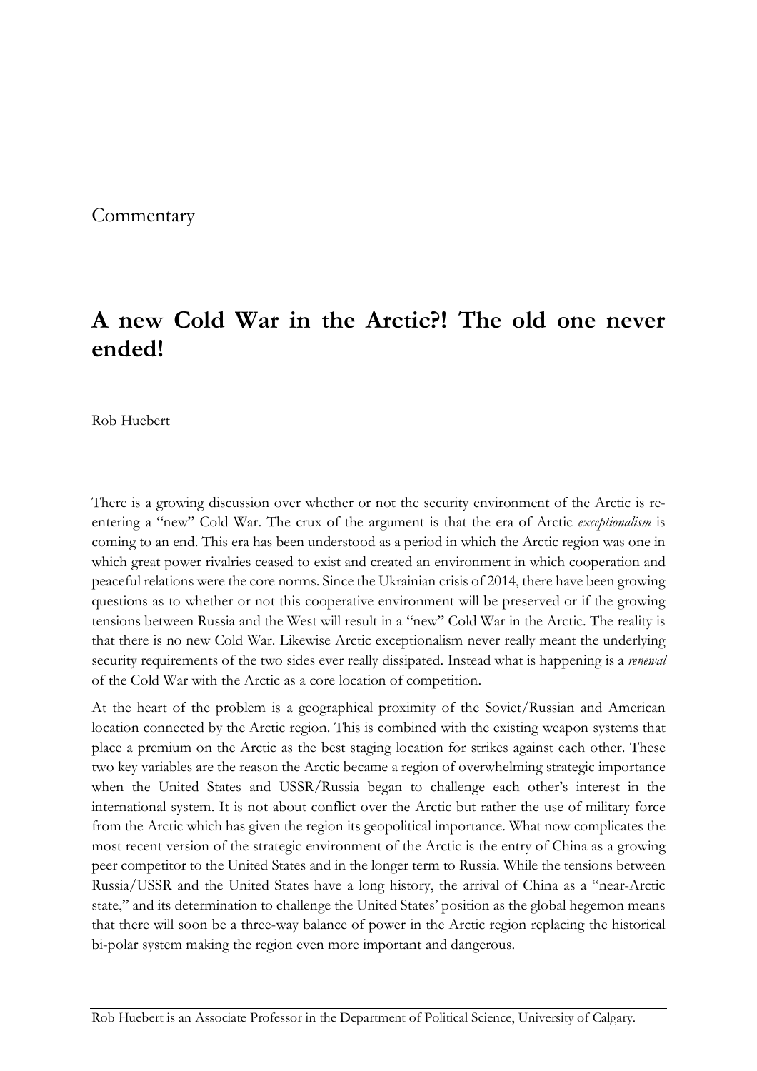Commentary

# A new Cold War in the Arctic?! The old one never ended!

Rob Huebert

There is a growing discussion over whether or not the security environment of the Arctic is re-entering a "new" Cold War. The crux of the argument is that the era of Arctic *exceptionalism* is coming to an end. This era has been understood as a period in which the Arctic region was one in which great power rivalries ceased to exist and created an environment in which cooperation and peaceful relations were the core norms. Since the Ukrainian crisis of 2014, there have been growing questions as to whether or not this cooperative environment will be preserved or if the growing tensions between Russia and the West will result in a "new" Cold War in the Arctic. The reality is that there is no new Cold War. Likewise Arctic exceptionalism never really meant the underlying security requirements of the two sides ever really dissipated. Instead what is happening is a *renewal* of the Cold War with the Arctic as a core location of competition.

At the heart of the problem is a geographical proximity of the Soviet/Russian and American location connected by the Arctic region. This is combined with the existing weapon systems that place a premium on the Arctic as the best staging location for strikes against each other. These two key variables are the reason the Arctic became a region of overwhelming strategic importance when the United States and USSR/Russia began to challenge each other's interest in the international system. It is not about conflict over the Arctic but rather the use of military force from the Arctic which has given the region its geopolitical importance. What now complicates the most recent version of the strategic environment of the Arctic is the entry of China as a growing peer competitor to the United States and in the longer term to Russia. While the tensions between Russia/USSR and the United States have a long history, the arrival of China as a "near-Arctic state," and its determination to challenge the United States' position as the global hegemon means that there will soon be a three-way balance of power in the Arctic region replacing the historical bi-polar system making the region even more important and dangerous.

Rob Huebert is an Associate Professor in the Department of Political Science, University of Calgary.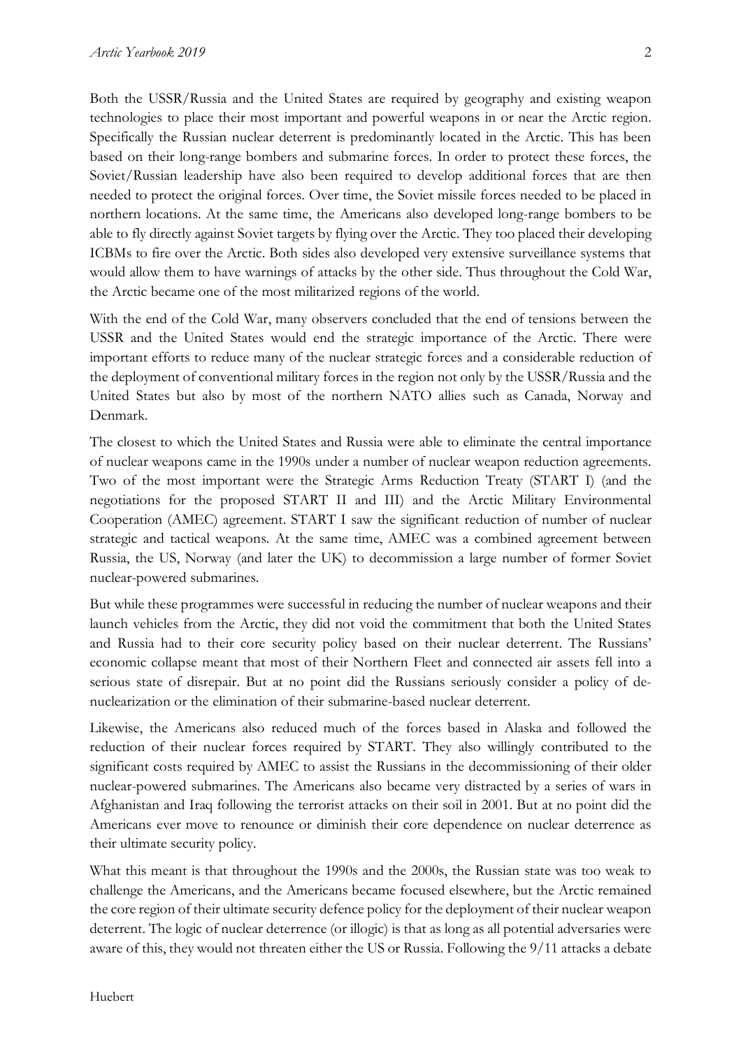Both the USSR/Russia and the United States are required by geography and existing weapon technologies to place their most important and powerful weapons in or near the Arctic region. Specifically the Russian nuclear deterrent is predominantly located in the Arctic. This has been based on their long-range bombers and submarine forces. In order to protect these forces, the Soviet/Russian leadership have also been required to develop additional forces that are then needed to protect the original forces. Over time, the Soviet missile forces needed to be placed in northern locations. At the same time, the Americans also developed long-range bombers to be able to fly directly against Soviet targets by flying over the Arctic. They too placed their developing ICBMs to fire over the Arctic. Both sides also developed very extensive surveillance systems that would allow them to have warnings of attacks by the other side. Thus throughout the Cold War, the Arctic became one of the most militarized regions of the world.

With the end of the Cold War, many observers concluded that the end of tensions between the USSR and the United States would end the strategic importance of the Arctic. There were important efforts to reduce many of the nuclear strategic forces and a considerable reduction of the deployment of conventional military forces in the region not only by the USSR/Russia and the United States but also by most of the northern NATO allies such as Canada, Norway and Denmark.

The closest to which the United States and Russia were able to eliminate the central importance of nuclear weapons came in the 1990s under a number of nuclear weapon reduction agreements. Two of the most important were the Strategic Arms Reduction Treaty (START I) (and the negotiations for the proposed START II and III) and the Arctic Military Environmental Cooperation (AMEC) agreement. START I saw the significant reduction of number of nuclear strategic and tactical weapons. At the same time, AMEC was a combined agreement between Russia, the US, Norway (and later the UK) to decommission a large number of former Soviet nuclear-powered submarines.

But while these programmes were successful in reducing the number of nuclear weapons and their launch vehicles from the Arctic, they did not void the commitment that both the United States and Russia had to their core security policy based on their nuclear deterrent. The Russians' economic collapse meant that most of their Northern Fleet and connected air assets fell into a serious state of disrepair. But at no point did the Russians seriously consider a policy of de-nuclearization or the elimination of their submarine-based nuclear deterrent.

Likewise, the Americans also reduced much of the forces based in Alaska and followed the reduction of their nuclear forces required by START. They also willingly contributed to the significant costs required by AMEC to assist the Russians in the decommissioning of their older nuclear-powered submarines. The Americans also became very distracted by a series of wars in Afghanistan and Iraq following the terrorist attacks on their soil in 2001. But at no point did the Americans ever move to renounce or diminish their core dependence on nuclear deterrence as their ultimate security policy.

What this meant is that throughout the 1990s and the 2000s, the Russian state was too weak to challenge the Americans, and the Americans became focused elsewhere, but the Arctic remained the core region of their ultimate security defence policy for the deployment of their nuclear weapon deterrent. The logic of nuclear deterrence (or illogic) is that as long as all potential adversaries were aware of this, they would not threaten either the US or Russia. Following the 9/11 attacks a debate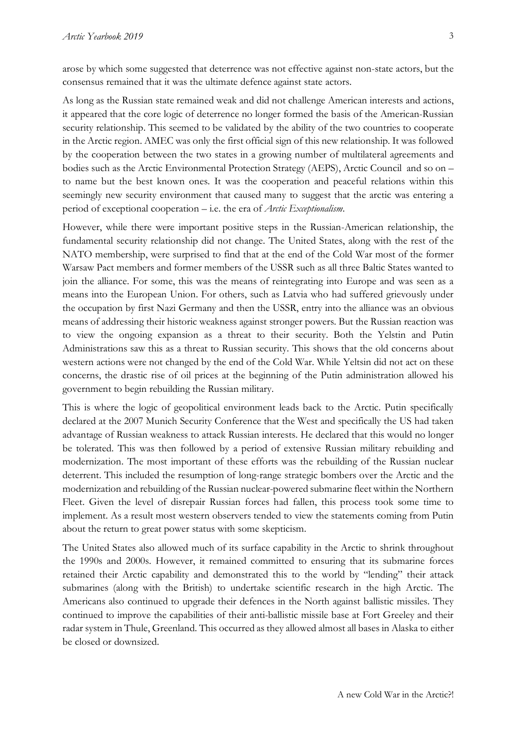arose by which some suggested that deterrence was not effective against non-state actors, but the consensus remained that it was the ultimate defence against state actors.

As long as the Russian state remained weak and did not challenge American interests and actions, it appeared that the core logic of deterrence no longer formed the basis of the American-Russian security relationship. This seemed to be validated by the ability of the two countries to cooperate in the Arctic region. AMEC was only the first official sign of this new relationship. It was followed by the cooperation between the two states in a growing number of multilateral agreements and bodies such as the Arctic Environmental Protection Strategy (AEPS), Arctic Council and so on – to name but the best known ones. It was the cooperation and peaceful relations within this seemingly new security environment that caused many to suggest that the arctic was entering a period of exceptional cooperation – i.e. the era of *Arctic Exceptionalism*.

However, while there were important positive steps in the Russian-American relationship, the fundamental security relationship did not change. The United States, along with the rest of the NATO membership, were surprised to find that at the end of the Cold War most of the former Warsaw Pact members and former members of the USSR such as all three Baltic States wanted to join the alliance. For some, this was the means of reintegrating into Europe and was seen as a means into the European Union. For others, such as Latvia who had suffered grievously under the occupation by first Nazi Germany and then the USSR, entry into the alliance was an obvious means of addressing their historic weakness against stronger powers. But the Russian reaction was to view the ongoing expansion as a threat to their security. Both the Yelstin and Putin Administrations saw this as a threat to Russian security. This shows that the old concerns about western actions were not changed by the end of the Cold War. While Yeltsin did not act on these concerns, the drastic rise of oil prices at the beginning of the Putin administration allowed his government to begin rebuilding the Russian military.

This is where the logic of geopolitical environment leads back to the Arctic. Putin specifically declared at the 2007 Munich Security Conference that the West and specifically the US had taken advantage of Russian weakness to attack Russian interests. He declared that this would no longer be tolerated. This was then followed by a period of extensive Russian military rebuilding and modernization. The most important of these efforts was the rebuilding of the Russian nuclear deterrent. This included the resumption of long-range strategic bombers over the Arctic and the modernization and rebuilding of the Russian nuclear-powered submarine fleet within the Northern Fleet. Given the level of disrepair Russian forces had fallen, this process took some time to implement. As a result most western observers tended to view the statements coming from Putin about the return to great power status with some skepticism.

The United States also allowed much of its surface capability in the Arctic to shrink throughout the 1990s and 2000s. However, it remained committed to ensuring that its submarine forces retained their Arctic capability and demonstrated this to the world by "lending" their attack submarines (along with the British) to undertake scientific research in the high Arctic. The Americans also continued to upgrade their defences in the North against ballistic missiles. They continued to improve the capabilities of their anti-ballistic missile base at Fort Greeley and their radar system in Thule, Greenland. This occurred as they allowed almost all bases in Alaska to either be closed or downsized.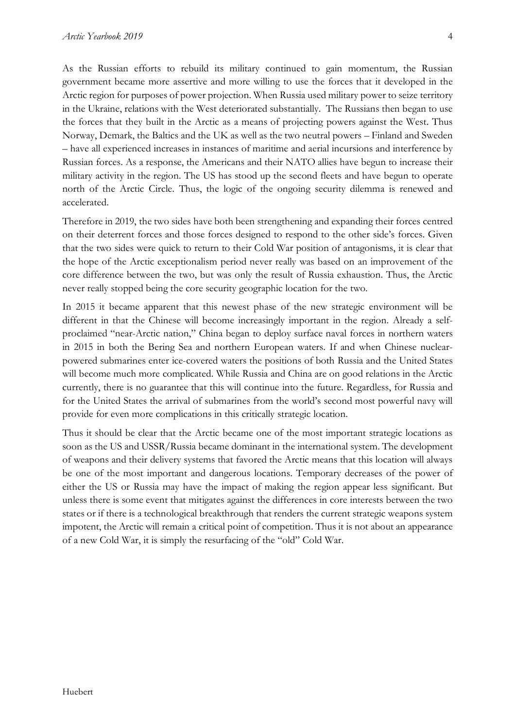As the Russian efforts to rebuild its military continued to gain momentum, the Russian government became more assertive and more willing to use the forces that it developed in the Arctic region for purposes of power projection. When Russia used military power to seize territory in the Ukraine, relations with the West deteriorated substantially. The Russians then began to use the forces that they built in the Arctic as a means of projecting powers against the West. Thus Norway, Demark, the Baltics and the UK as well as the two neutral powers – Finland and Sweden – have all experienced increases in instances of maritime and aerial incursions and interference by Russian forces. As a response, the Americans and their NATO allies have begun to increase their military activity in the region. The US has stood up the second fleets and have begun to operate north of the Arctic Circle. Thus, the logic of the ongoing security dilemma is renewed and accelerated.

Therefore in 2019, the two sides have both been strengthening and expanding their forces centred on their deterrent forces and those forces designed to respond to the other side's forces. Given that the two sides were quick to return to their Cold War position of antagonisms, it is clear that the hope of the Arctic exceptionalism period never really was based on an improvement of the core difference between the two, but was only the result of Russia exhaustion. Thus, the Arctic never really stopped being the core security geographic location for the two.

In 2015 it became apparent that this newest phase of the new strategic environment will be different in that the Chinese will become increasingly important in the region. Already a self-proclaimed "near-Arctic nation," China began to deploy surface naval forces in northern waters in 2015 in both the Bering Sea and northern European waters. If and when Chinese nuclear-powered submarines enter ice-covered waters the positions of both Russia and the United States will become much more complicated. While Russia and China are on good relations in the Arctic currently, there is no guarantee that this will continue into the future. Regardless, for Russia and for the United States the arrival of submarines from the world's second most powerful navy will provide for even more complications in this critically strategic location.

Thus it should be clear that the Arctic became one of the most important strategic locations as soon as the US and USSR/Russia became dominant in the international system. The development of weapons and their delivery systems that favored the Arctic means that this location will always be one of the most important and dangerous locations. Temporary decreases of the power of either the US or Russia may have the impact of making the region appear less significant. But unless there is some event that mitigates against the differences in core interests between the two states or if there is a technological breakthrough that renders the current strategic weapons system impotent, the Arctic will remain a critical point of competition. Thus it is not about an appearance of a new Cold War, it is simply the resurfacing of the "old" Cold War.